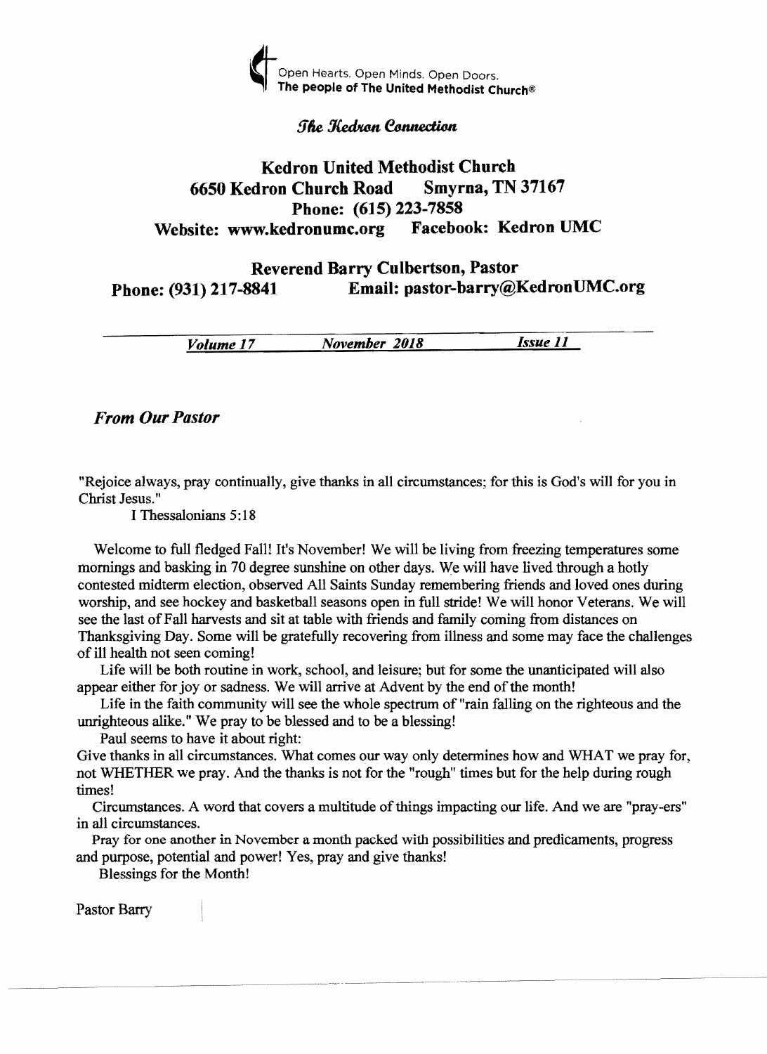Open Hearts. Open Minds. Open Doors.
**The people of The United Methodist Church®**

*The Kedron Connection*

# Kedron United Methodist Church

**6650 Kedron Church Road Smyrna, TN 37167**
**Phone: (615) 223-7858**
**Website: www.kedronumc.org Facebook: Kedron UMC**

**Reverend Barry Culbertson, Pastor**
**Phone: (931) 217-8841 Email: pastor-barry@KedronUMC.org**

***Volume 17*** ***November 2018*** ***Issue 11***

## *From Our Pastor*

"Rejoice always, pray continually, give thanks in all circumstances; for this is God's will for you in Christ Jesus."

I Thessalonians 5:18

Welcome to full fledged Fall! It's November! We will be living from freezing temperatures some mornings and basking in 70 degree sunshine on other days. We will have lived through a hotly contested midterm election, observed All Saints Sunday remembering friends and loved ones during worship, and see hockey and basketball seasons open in full stride! We will honor Veterans. We will see the last of Fall harvests and sit at table with friends and family coming from distances on Thanksgiving Day. Some will be gratefully recovering from illness and some may face the challenges of ill health not seen coming!

Life will be both routine in work, school, and leisure; but for some the unanticipated will also appear either for joy or sadness. We will arrive at Advent by the end of the month!

Life in the faith community will see the whole spectrum of "rain falling on the righteous and the unrighteous alike." We pray to be blessed and to be a blessing!

Paul seems to have it about right:

Give thanks in all circumstances. What comes our way only determines how and WHAT we pray for, not WHETHER we pray. And the thanks is not for the "rough" times but for the help during rough times!

Circumstances. A word that covers a multitude of things impacting our life. And we are "pray-ers" in all circumstances.

Pray for one another in November a month packed with possibilities and predicaments, progress and purpose, potential and power! Yes, pray and give thanks!

Blessings for the Month!

Pastor Barry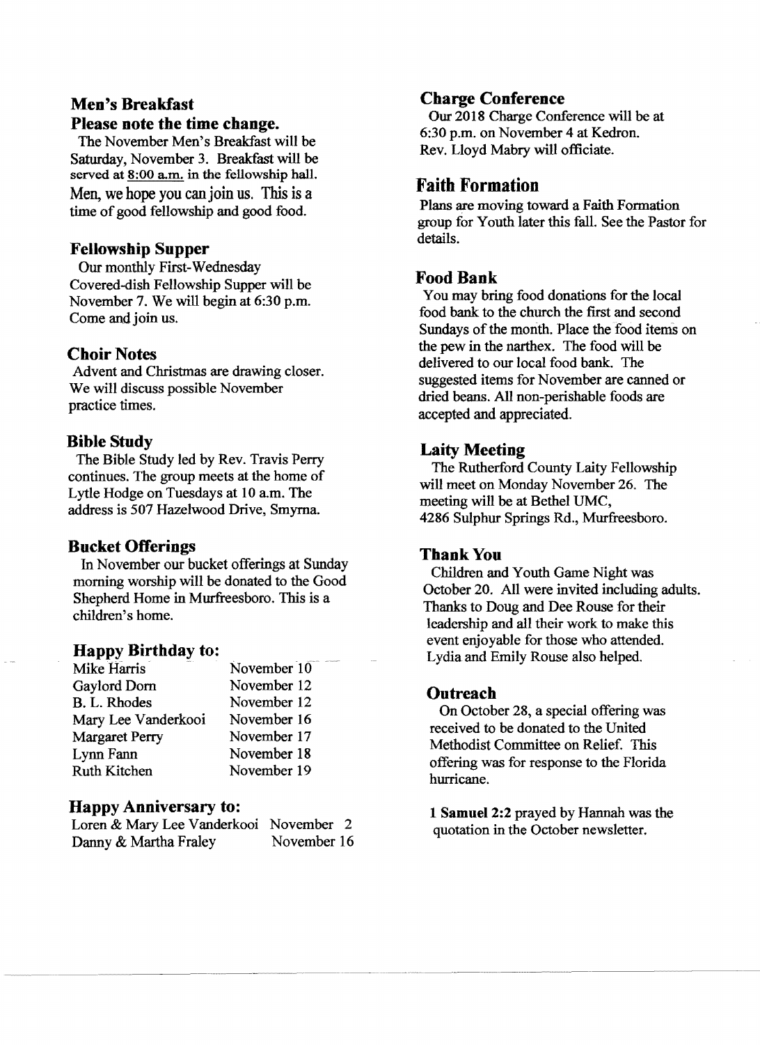## Men's Breakfast

### Please note the time change.

The November Men's Breakfast will be Saturday, November 3. Breakfast will be served at 8:00 a.m. in the fellowship hall. Men, we hope you can join us. This is a time of good fellowship and good food.

## Fellowship Supper

Our monthly First-Wednesday Covered-dish Fellowship Supper will be November 7. We will begin at 6:30 p.m. Come and join us.

## Choir Notes

Advent and Christmas are drawing closer. We will discuss possible November practice times.

## Bible Study

The Bible Study led by Rev. Travis Perry continues. The group meets at the home of Lytle Hodge on Tuesdays at 10 a.m. The address is 507 Hazelwood Drive, Smyrna.

## Bucket Offerings

In November our bucket offerings at Sunday morning worship will be donated to the Good Shepherd Home in Murfreesboro. This is a children's home.

## Happy Birthday to:

| | |
|---|---|
| Mike Harris | November 10 |
| Gaylord Dorn | November 12 |
| B. L. Rhodes | November 12 |
| Mary Lee Vanderkooi | November 16 |
| Margaret Perry | November 17 |
| Lynn Fann | November 18 |
| Ruth Kitchen | November 19 |

## Happy Anniversary to:

| | |
|---|---|
| Loren & Mary Lee Vanderkooi | November 2 |
| Danny & Martha Fraley | November 16 |

## Charge Conference

Our 2018 Charge Conference will be at 6:30 p.m. on November 4 at Kedron. Rev. Lloyd Mabry will officiate.

## Faith Formation

Plans are moving toward a Faith Formation group for Youth later this fall. See the Pastor for details.

## Food Bank

You may bring food donations for the local food bank to the church the first and second Sundays of the month. Place the food items on the pew in the narthex. The food will be delivered to our local food bank. The suggested items for November are canned or dried beans. All non-perishable foods are accepted and appreciated.

## Laity Meeting

The Rutherford County Laity Fellowship will meet on Monday November 26. The meeting will be at Bethel UMC, 4286 Sulphur Springs Rd., Murfreesboro.

## Thank You

Children and Youth Game Night was October 20. All were invited including adults. Thanks to Doug and Dee Rouse for their leadership and all their work to make this event enjoyable for those who attended. Lydia and Emily Rouse also helped.

## Outreach

On October 28, a special offering was received to be donated to the United Methodist Committee on Relief. This offering was for response to the Florida hurricane.

**1 Samuel 2:2** prayed by Hannah was the quotation in the October newsletter.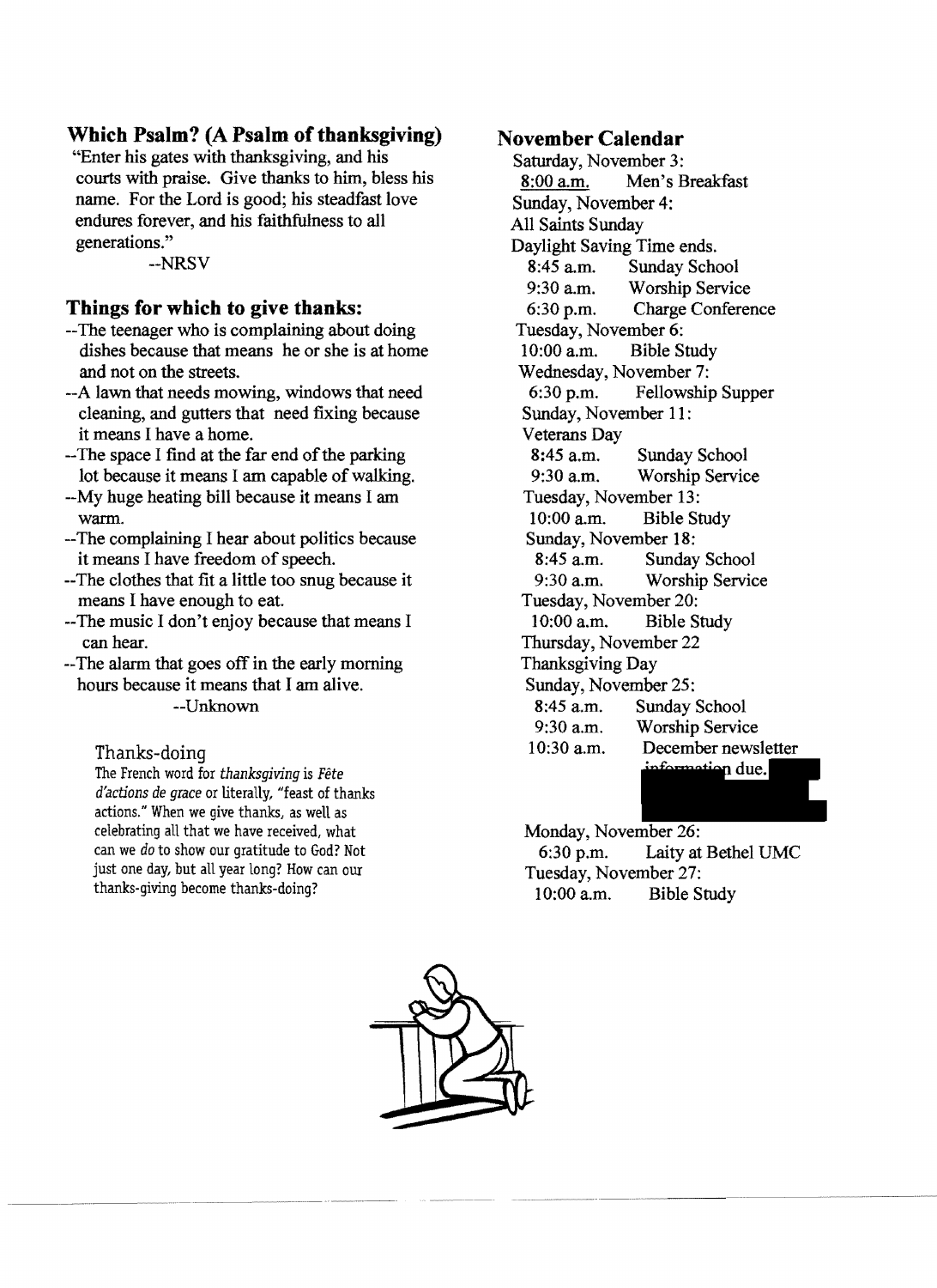## Which Psalm? (A Psalm of thanksgiving)

"Enter his gates with thanksgiving, and his courts with praise. Give thanks to him, bless his name. For the Lord is good; his steadfast love endures forever, and his faithfulness to all generations."

--NRSV

## Things for which to give thanks:

- --The teenager who is complaining about doing dishes because that means he or she is at home and not on the streets.
- --A lawn that needs mowing, windows that need cleaning, and gutters that need fixing because it means I have a home.
- --The space I find at the far end of the parking lot because it means I am capable of walking.
- --My huge heating bill because it means I am warm.
- --The complaining I hear about politics because it means I have freedom of speech.
- --The clothes that fit a little too snug because it means I have enough to eat.
- --The music I don't enjoy because that means I can hear.
- --The alarm that goes off in the early morning hours because it means that I am alive.

--Unknown

### Thanks-doing

The French word for *thanksgiving* is *Fête d'actions de grace* or literally, "feast of thanks actions." When we give thanks, as well as celebrating all that we have received, what can we *do* to show our gratitude to God? Not just one day, but all year long? How can our thanks-giving become thanks-doing?

## November Calendar

Saturday, November 3:
8:00 a.m. Men's Breakfast

Sunday, November 4:
All Saints Sunday
Daylight Saving Time ends.
8:45 a.m. Sunday School
9:30 a.m. Worship Service
6:30 p.m. Charge Conference

Tuesday, November 6:
10:00 a.m. Bible Study

Wednesday, November 7:
6:30 p.m. Fellowship Supper

Sunday, November 11:
Veterans Day
8:45 a.m. Sunday School
9:30 a.m. Worship Service

Tuesday, November 13:
10:00 a.m. Bible Study

Sunday, November 18:
8:45 a.m. Sunday School
9:30 a.m. Worship Service

Tuesday, November 20:
10:00 a.m. Bible Study

Thursday, November 22
Thanksgiving Day

Sunday, November 25:
8:45 a.m. Sunday School
9:30 a.m. Worship Service
10:30 a.m. December newsletter information due.

Monday, November 26:
6:30 p.m. Laity at Bethel UMC

Tuesday, November 27:
10:00 a.m. Bible Study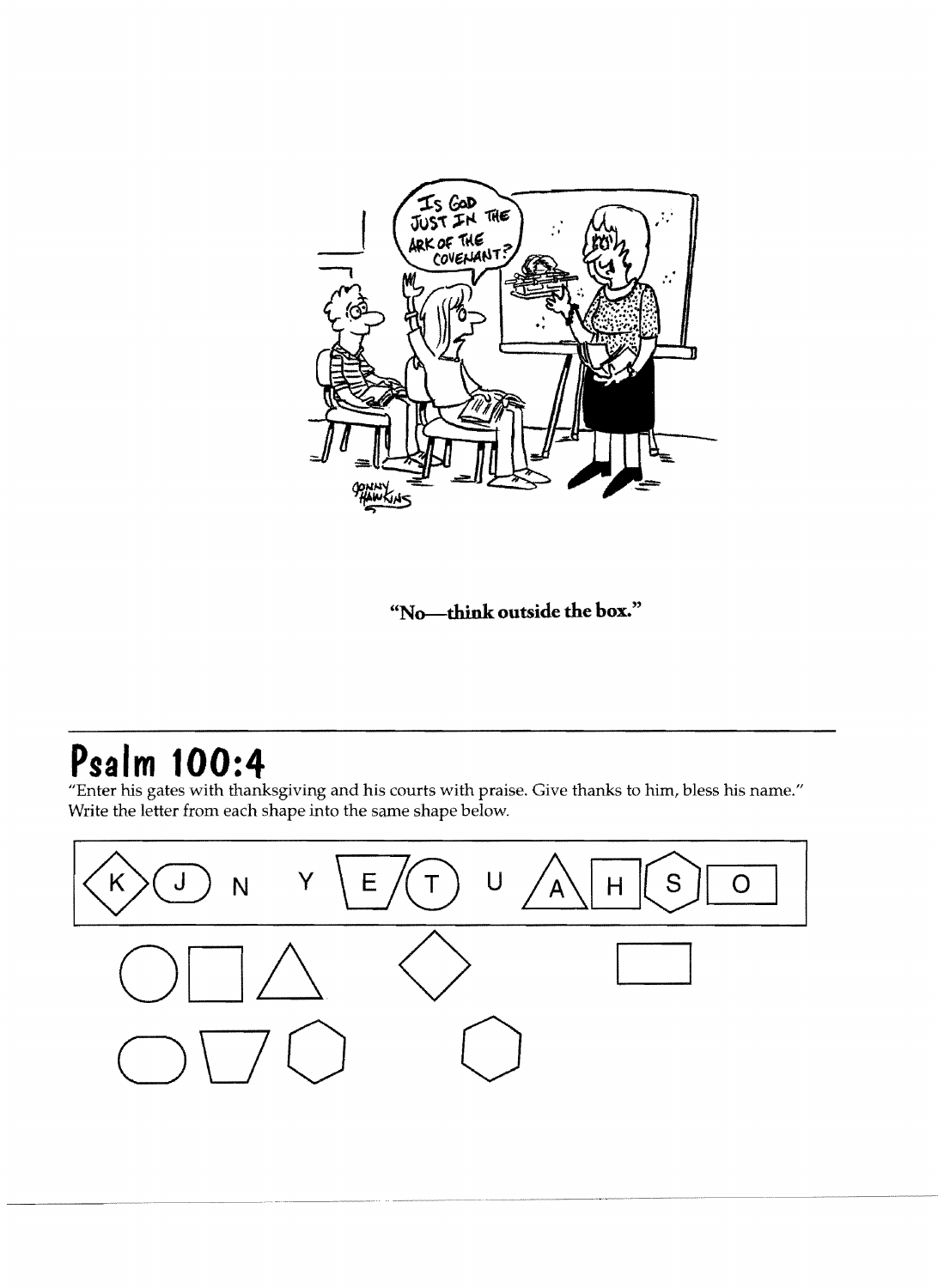"No—**think** outside the box."

## Psalm 100:4

"Enter his gates with thanksgiving and his courts with praise. Give thanks to him, bless his name." Write the letter from each shape into the same shape below.

K J N Y E T U A H S O